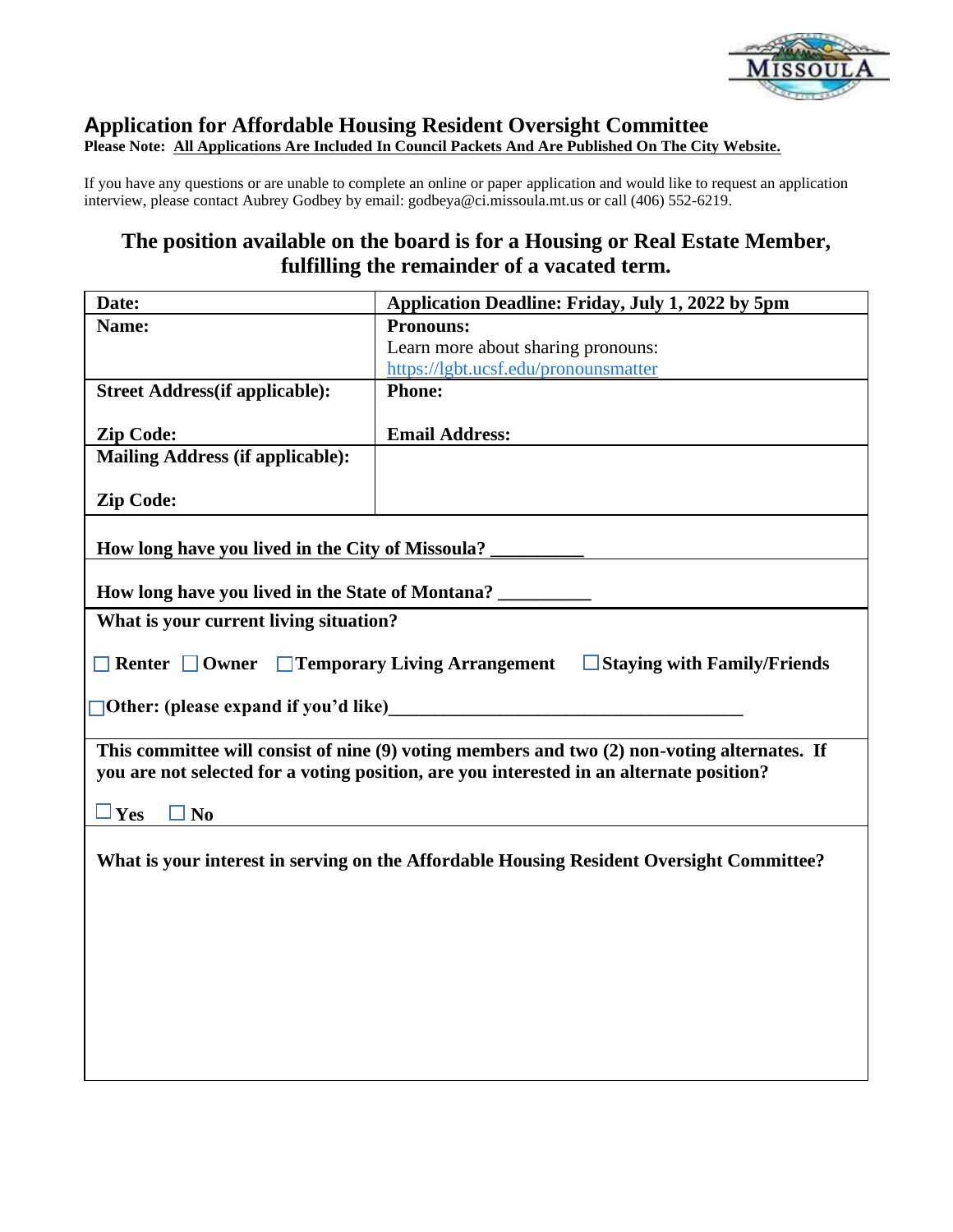# Application for Affordable Housing Resident Oversight Committee

**Please Note: All Applications Are Included In Council Packets And Are Published On The City Website.**

If you have any questions or are unable to complete an online or paper application and would like to request an application interview, please contact Aubrey Godbey by email: godbeya@ci.missoula.mt.us or call (406) 552-6219.

## The position available on the board is for a Housing or Real Estate Member, fulfilling the remainder of a vacated term.

| **Date:** | **Application Deadline: Friday, July 1, 2022 by 5pm** |
|---|---|
| **Name:** | **Pronouns:** Learn more about sharing pronouns: https://lgbt.ucsf.edu/pronounsmatter |
| **Street Address(if applicable):** **Zip Code:** | **Phone:** **Email Address:** |
| **Mailing Address (if applicable):** **Zip Code:** | |

**How long have you lived in the City of Missoula?** __________

**How long have you lived in the State of Montana?** __________

**What is your current living situation?**

☐ **Renter** ☐ **Owner** ☐ **Temporary Living Arrangement** ☐ **Staying with Family/Friends**

☐ **Other: (please expand if you'd like)**______________________________________

**This committee will consist of nine (9) voting members and two (2) non-voting alternates. If you are not selected for a voting position, are you interested in an alternate position?**

☐ **Yes** ☐ **No**

**What is your interest in serving on the Affordable Housing Resident Oversight Committee?**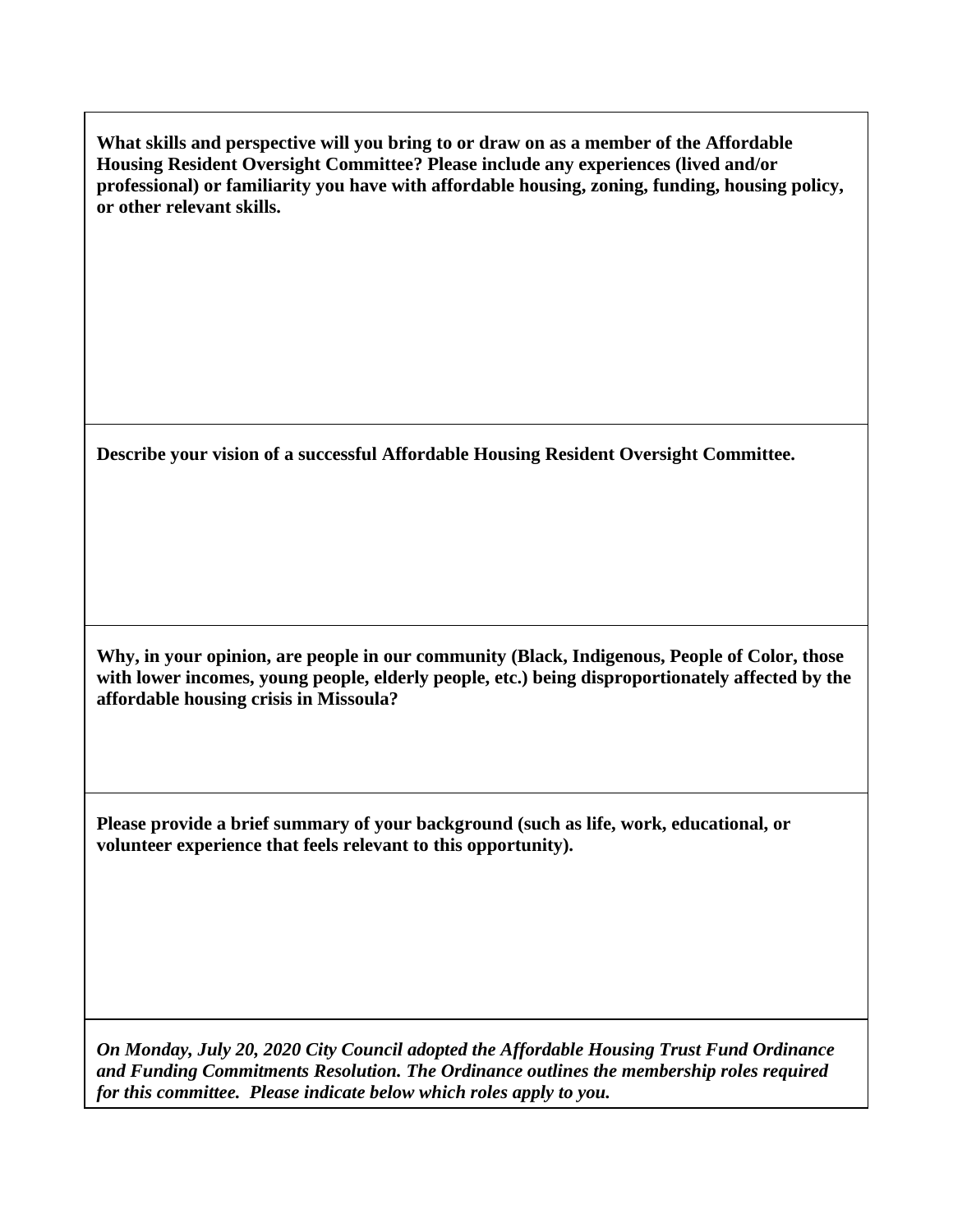**What skills and perspective will you bring to or draw on as a member of the Affordable Housing Resident Oversight Committee? Please include any experiences (lived and/or professional) or familiarity you have with affordable housing, zoning, funding, housing policy, or other relevant skills.**

**Describe your vision of a successful Affordable Housing Resident Oversight Committee.**

**Why, in your opinion, are people in our community (Black, Indigenous, People of Color, those with lower incomes, young people, elderly people, etc.) being disproportionately affected by the affordable housing crisis in Missoula?**

**Please provide a brief summary of your background (such as life, work, educational, or volunteer experience that feels relevant to this opportunity).**

***On Monday, July 20, 2020 City Council adopted the Affordable Housing Trust Fund Ordinance and Funding Commitments Resolution. The Ordinance outlines the membership roles required for this committee. Please indicate below which roles apply to you.***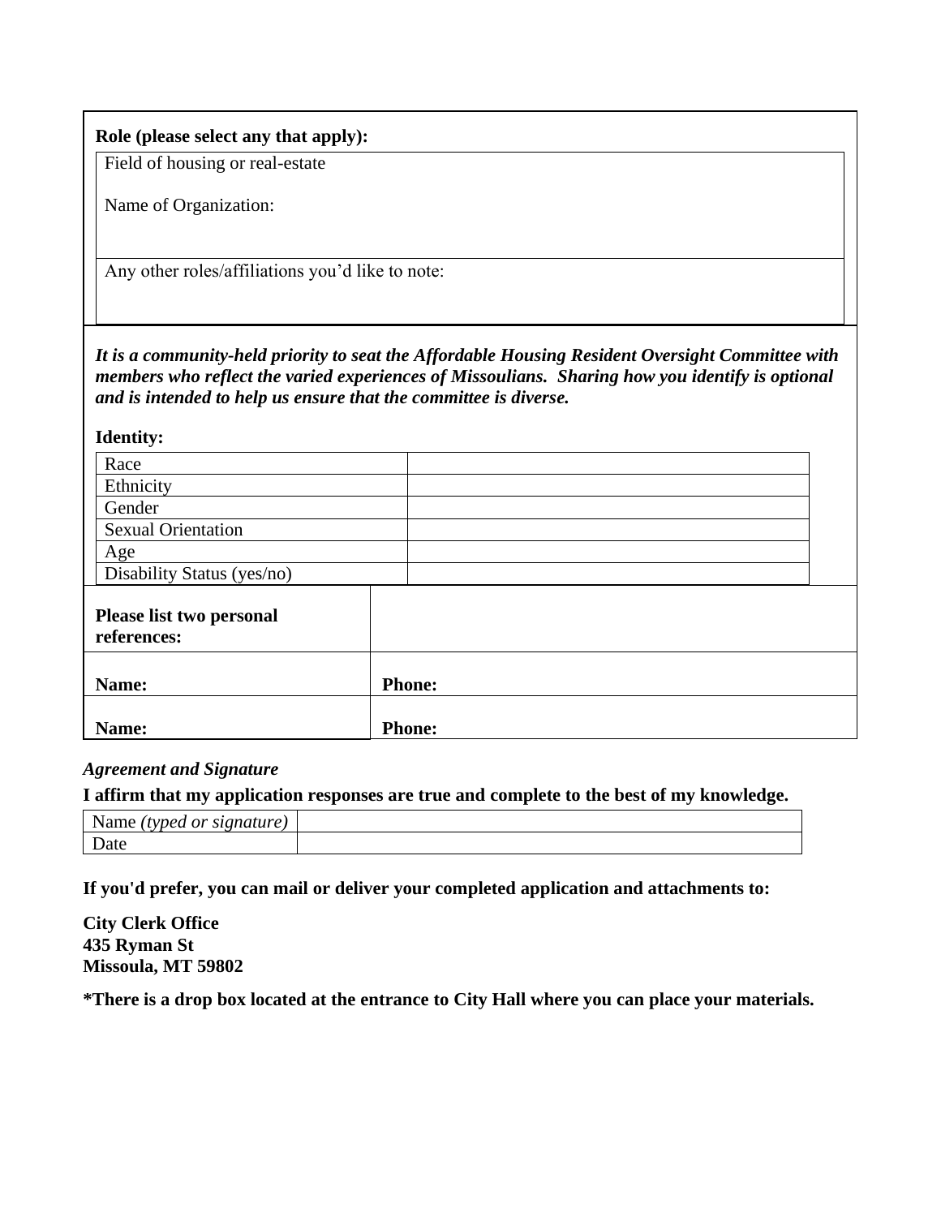**Role (please select any that apply):**

| |
|---|
| Field of housing or real-estate<br><br>Name of Organization: |
| Any other roles/affiliations you'd like to note: |

***It is a community-held priority to seat the Affordable Housing Resident Oversight Committee with members who reflect the varied experiences of Missoulians. Sharing how you identify is optional and is intended to help us ensure that the committee is diverse.***

**Identity:**

| | |
|---|---|
| Race | |
| Ethnicity | |
| Gender | |
| Sexual Orientation | |
| Age | |
| Disability Status (yes/no) | |

| | |
|---|---|
| **Please list two personal references:** | |
| **Name:** | **Phone:** |
| **Name:** | **Phone:** |

*Agreement and Signature*

**I affirm that my application responses are true and complete to the best of my knowledge.**

| | |
|---|---|
| Name *(typed or signature)* | |
| Date | |

**If you'd prefer, you can mail or deliver your completed application and attachments to:**

**City Clerk Office**
**435 Ryman St**
**Missoula, MT 59802**

***There is a drop box located at the entrance to City Hall where you can place your materials.**